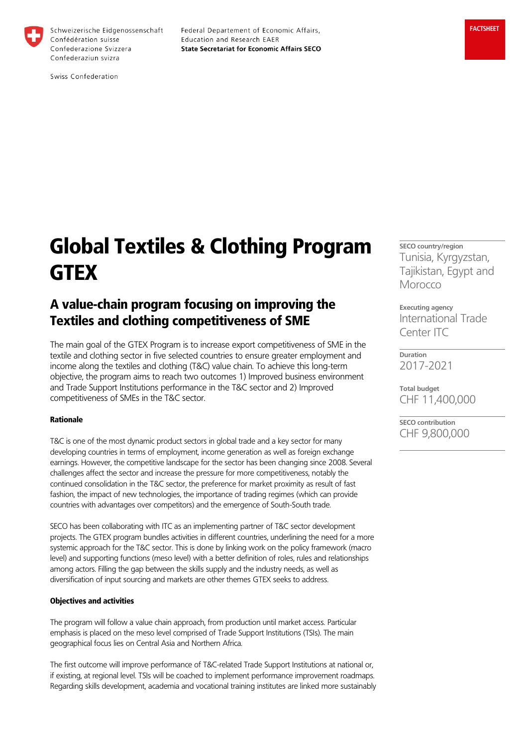Schweizerische Eidgenossenschaft
Confédération suisse
Confederazione Svizzera
Confederaziun svizra

Swiss Confederation

Federal Departement of Economic Affairs, Education and Research EAER
**State Secretariat for Economic Affairs SECO**

**FACTSHEET**

# Global Textiles & Clothing Program GTEX

## A value-chain program focusing on improving the Textiles and clothing competitiveness of SME

**SECO country/region**
Tunisia, Kyrgyzstan, Tajikistan, Egypt and Morocco

**Executing agency**
International Trade Center ITC

**Duration**
2017-2021

**Total budget**
CHF 11,400,000

**SECO contribution**
CHF 9,800,000

The main goal of the GTEX Program is to increase export competitiveness of SME in the textile and clothing sector in five selected countries to ensure greater employment and income along the textiles and clothing (T&C) value chain. To achieve this long-term objective, the program aims to reach two outcomes 1) Improved business environment and Trade Support Institutions performance in the T&C sector and 2) Improved competitiveness of SMEs in the T&C sector.

**Rationale**

T&C is one of the most dynamic product sectors in global trade and a key sector for many developing countries in terms of employment, income generation as well as foreign exchange earnings. However, the competitive landscape for the sector has been changing since 2008. Several challenges affect the sector and increase the pressure for more competitiveness, notably the continued consolidation in the T&C sector, the preference for market proximity as result of fast fashion, the impact of new technologies, the importance of trading regimes (which can provide countries with advantages over competitors) and the emergence of South-South trade.

SECO has been collaborating with ITC as an implementing partner of T&C sector development projects. The GTEX program bundles activities in different countries, underlining the need for a more systemic approach for the T&C sector. This is done by linking work on the policy framework (macro level) and supporting functions (meso level) with a better definition of roles, rules and relationships among actors. Filling the gap between the skills supply and the industry needs, as well as diversification of input sourcing and markets are other themes GTEX seeks to address.

**Objectives and activities**

The program will follow a value chain approach, from production until market access. Particular emphasis is placed on the meso level comprised of Trade Support Institutions (TSIs). The main geographical focus lies on Central Asia and Northern Africa.

The first outcome will improve performance of T&C-related Trade Support Institutions at national or, if existing, at regional level. TSIs will be coached to implement performance improvement roadmaps. Regarding skills development, academia and vocational training institutes are linked more sustainably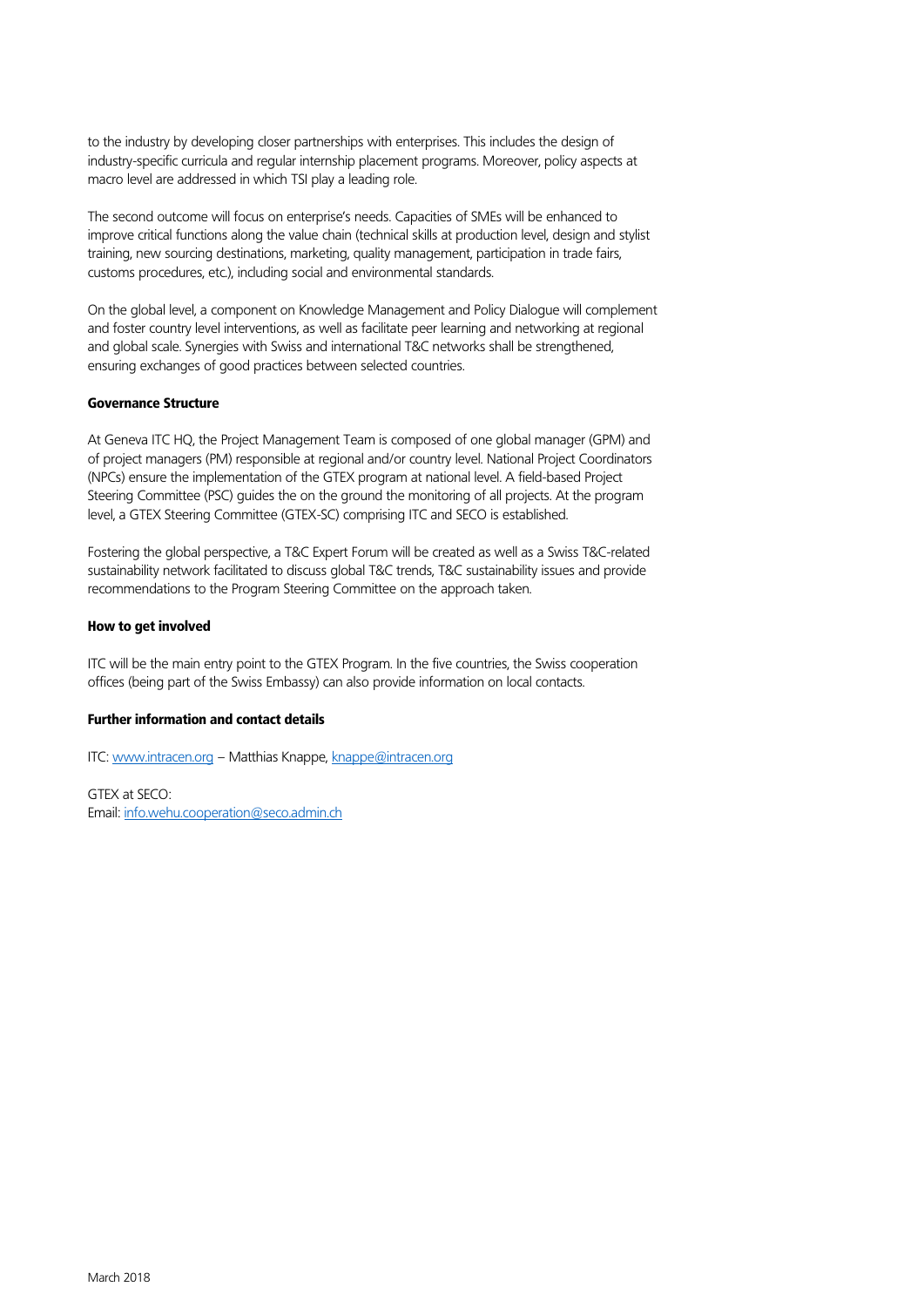to the industry by developing closer partnerships with enterprises. This includes the design of industry-specific curricula and regular internship placement programs. Moreover, policy aspects at macro level are addressed in which TSI play a leading role.

The second outcome will focus on enterprise's needs. Capacities of SMEs will be enhanced to improve critical functions along the value chain (technical skills at production level, design and stylist training, new sourcing destinations, marketing, quality management, participation in trade fairs, customs procedures, etc.), including social and environmental standards.

On the global level, a component on Knowledge Management and Policy Dialogue will complement and foster country level interventions, as well as facilitate peer learning and networking at regional and global scale. Synergies with Swiss and international T&C networks shall be strengthened, ensuring exchanges of good practices between selected countries.

**Governance Structure**

At Geneva ITC HQ, the Project Management Team is composed of one global manager (GPM) and of project managers (PM) responsible at regional and/or country level. National Project Coordinators (NPCs) ensure the implementation of the GTEX program at national level. A field-based Project Steering Committee (PSC) guides the on the ground the monitoring of all projects. At the program level, a GTEX Steering Committee (GTEX-SC) comprising ITC and SECO is established.

Fostering the global perspective, a T&C Expert Forum will be created as well as a Swiss T&C-related sustainability network facilitated to discuss global T&C trends, T&C sustainability issues and provide recommendations to the Program Steering Committee on the approach taken.

**How to get involved**

ITC will be the main entry point to the GTEX Program. In the five countries, the Swiss cooperation offices (being part of the Swiss Embassy) can also provide information on local contacts.

**Further information and contact details**

ITC: [www.intracen.org](http://www.intracen.org) – Matthias Knappe, [knappe@intracen.org](mailto:knappe@intracen.org)

GTEX at SECO:
Email: [info.wehu.cooperation@seco.admin.ch](mailto:info.wehu.cooperation@seco.admin.ch)

March 2018